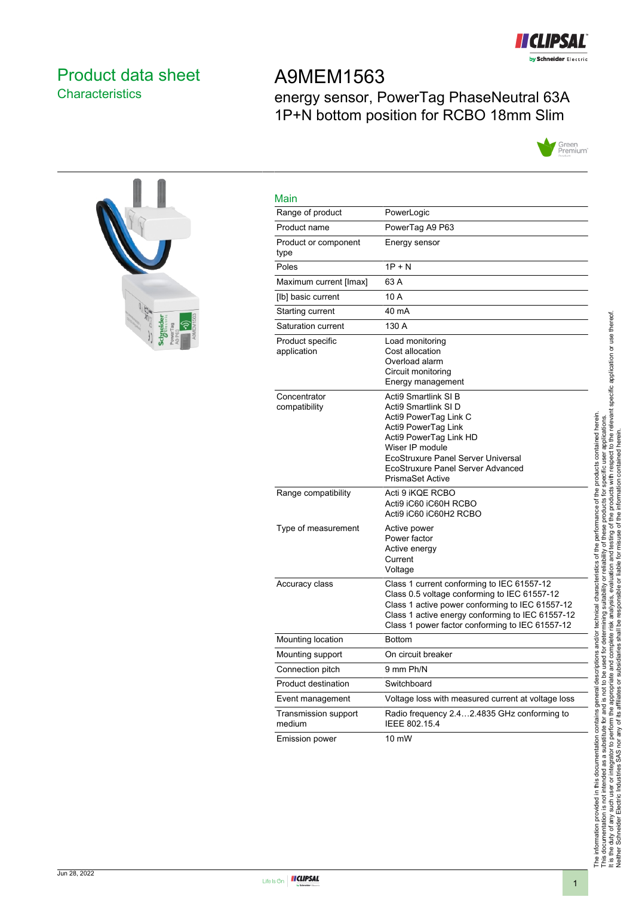# Product data sheet
## Characteristics

# A9MEM1563

energy sensor, PowerTag PhaseNeutral 63A 1P+N bottom position for RCBO 18mm Slim

## Main

| | |
|---|---|
| Range of product | PowerLogic |
| Product name | PowerTag A9 P63 |
| Product or component type | Energy sensor |
| Poles | 1P + N |
| Maximum current [Imax] | 63 A |
| [Ib] basic current | 10 A |
| Starting current | 40 mA |
| Saturation current | 130 A |
| Product specific application | Load monitoring<br>Cost allocation<br>Overload alarm<br>Circuit monitoring<br>Energy management |
| Concentrator compatibility | Acti9 Smartlink SI B<br>Acti9 Smartlink SI D<br>Acti9 PowerTag Link C<br>Acti9 PowerTag Link<br>Acti9 PowerTag Link HD<br>Wiser IP module<br>EcoStruxure Panel Server Universal<br>EcoStruxure Panel Server Advanced<br>PrismaSet Active |
| Range compatibility | Acti 9 iKQE RCBO<br>Acti9 iC60 iC60H RCBO<br>Acti9 iC60 iC60H2 RCBO |
| Type of measurement | Active power<br>Power factor<br>Active energy<br>Current<br>Voltage |
| Accuracy class | Class 1 current conforming to IEC 61557-12<br>Class 0.5 voltage conforming to IEC 61557-12<br>Class 1 active power conforming to IEC 61557-12<br>Class 1 active energy conforming to IEC 61557-12<br>Class 1 power factor conforming to IEC 61557-12 |
| Mounting location | Bottom |
| Mounting support | On circuit breaker |
| Connection pitch | 9 mm Ph/N |
| Product destination | Switchboard |
| Event management | Voltage loss with measured current at voltage loss |
| Transmission support medium | Radio frequency 2.4…2.4835 GHz conforming to IEEE 802.15.4 |
| Emission power | 10 mW |

The information provided in this documentation contains general descriptions and/or technical characteristics of the performance of the products contained herein. This documentation is not intended as a substitute for and is not to be used for determining suitability or reliability of these products for specific user applications. It is the duty of any such user or integrator to perform the appropriate and complete risk analysis, evaluation and testing of the products with respect to the relevant specific application or use thereof. Neither Schneider Electric Industries SAS nor any of its affiliates or subsidiaries shall be responsible or liable for misuse of the information contained herein.

Jun 28, 2022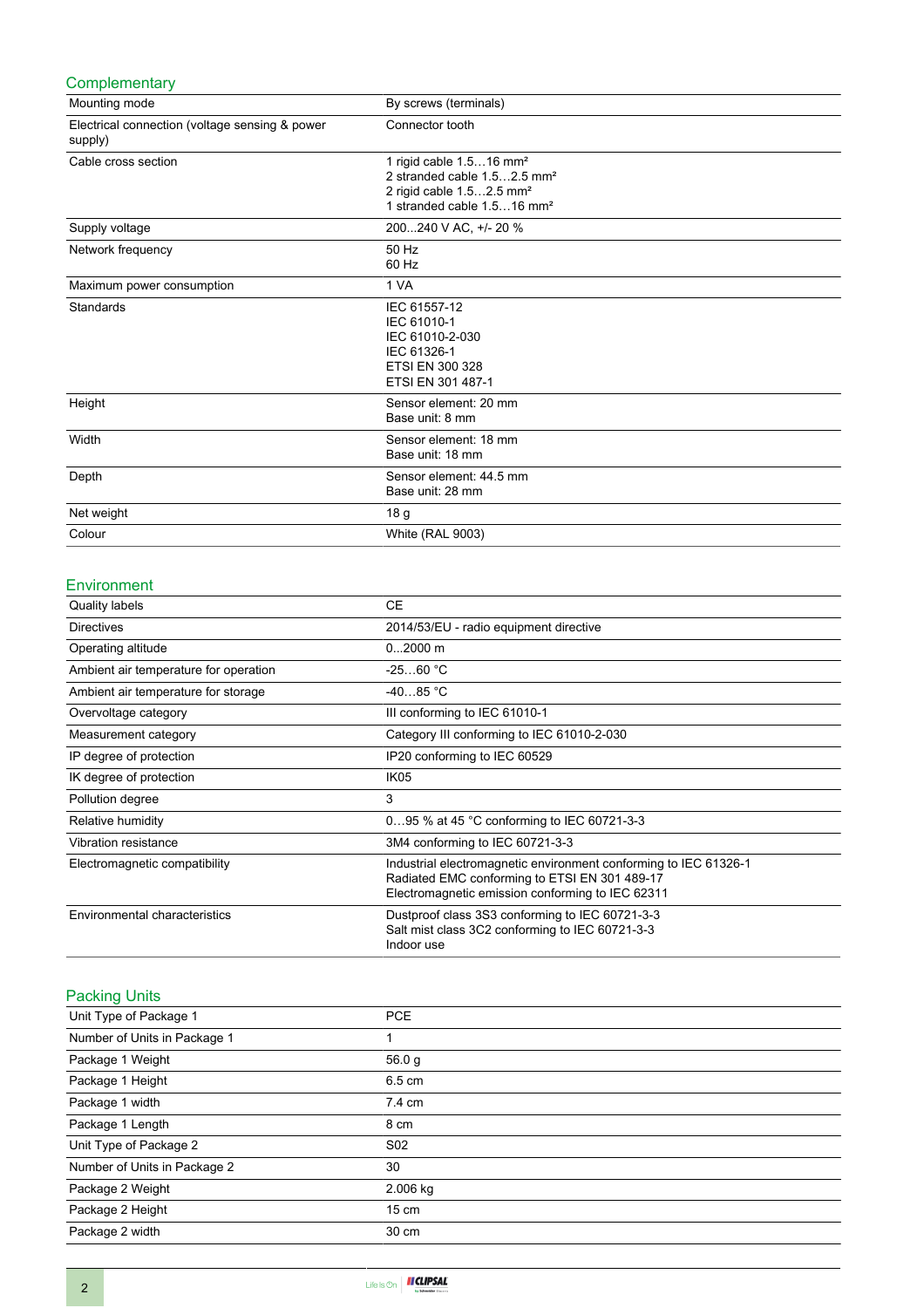## Complementary

| | |
|---|---|
| Mounting mode | By screws (terminals) |
| Electrical connection (voltage sensing & power supply) | Connector tooth |
| Cable cross section | 1 rigid cable 1.5…16 mm²<br>2 stranded cable 1.5…2.5 mm²<br>2 rigid cable 1.5…2.5 mm²<br>1 stranded cable 1.5…16 mm² |
| Supply voltage | 200...240 V AC, +/- 20 % |
| Network frequency | 50 Hz<br>60 Hz |
| Maximum power consumption | 1 VA |
| Standards | IEC 61557-12<br>IEC 61010-1<br>IEC 61010-2-030<br>IEC 61326-1<br>ETSI EN 300 328<br>ETSI EN 301 487-1 |
| Height | Sensor element: 20 mm<br>Base unit: 8 mm |
| Width | Sensor element: 18 mm<br>Base unit: 18 mm |
| Depth | Sensor element: 44.5 mm<br>Base unit: 28 mm |
| Net weight | 18 g |
| Colour | White (RAL 9003) |

## Environment

| | |
|---|---|
| Quality labels | CE |
| Directives | 2014/53/EU - radio equipment directive |
| Operating altitude | 0...2000 m |
| Ambient air temperature for operation | -25…60 °C |
| Ambient air temperature for storage | -40…85 °C |
| Overvoltage category | III conforming to IEC 61010-1 |
| Measurement category | Category III conforming to IEC 61010-2-030 |
| IP degree of protection | IP20 conforming to IEC 60529 |
| IK degree of protection | IK05 |
| Pollution degree | 3 |
| Relative humidity | 0…95 % at 45 °C conforming to IEC 60721-3-3 |
| Vibration resistance | 3M4 conforming to IEC 60721-3-3 |
| Electromagnetic compatibility | Industrial electromagnetic environment conforming to IEC 61326-1<br>Radiated EMC conforming to ETSI EN 301 489-17<br>Electromagnetic emission conforming to IEC 62311 |
| Environmental characteristics | Dustproof class 3S3 conforming to IEC 60721-3-3<br>Salt mist class 3C2 conforming to IEC 60721-3-3<br>Indoor use |

## Packing Units

| | |
|---|---|
| Unit Type of Package 1 | PCE |
| Number of Units in Package 1 | 1 |
| Package 1 Weight | 56.0 g |
| Package 1 Height | 6.5 cm |
| Package 1 width | 7.4 cm |
| Package 1 Length | 8 cm |
| Unit Type of Package 2 | S02 |
| Number of Units in Package 2 | 30 |
| Package 2 Weight | 2.006 kg |
| Package 2 Height | 15 cm |
| Package 2 width | 30 cm |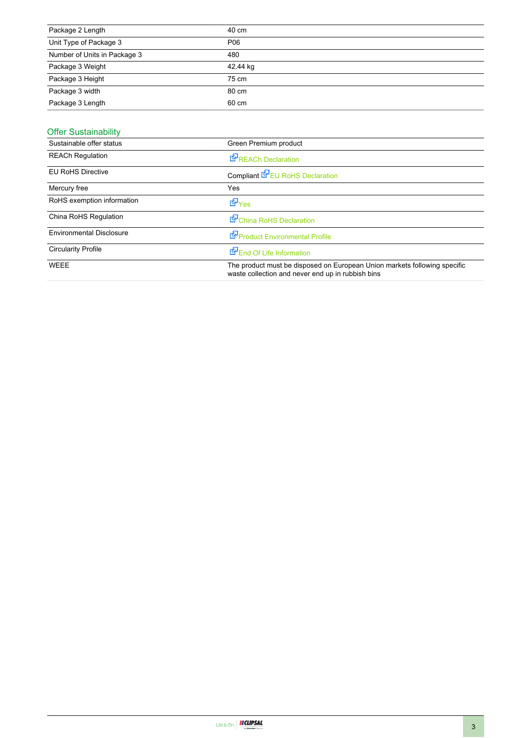| | |
|---|---|
| Package 2 Length | 40 cm |
| Unit Type of Package 3 | P06 |
| Number of Units in Package 3 | 480 |
| Package 3 Weight | 42.44 kg |
| Package 3 Height | 75 cm |
| Package 3 width | 80 cm |
| Package 3 Length | 60 cm |

## Offer Sustainability

| | |
|---|---|
| Sustainable offer status | Green Premium product |
| REACh Regulation | REACh Declaration |
| EU RoHS Directive | Compliant EU RoHS Declaration |
| Mercury free | Yes |
| RoHS exemption information | Yes |
| China RoHS Regulation | China RoHS Declaration |
| Environmental Disclosure | Product Environmental Profile |
| Circularity Profile | End Of Life Information |
| WEEE | The product must be disposed on European Union markets following specific waste collection and never end up in rubbish bins |